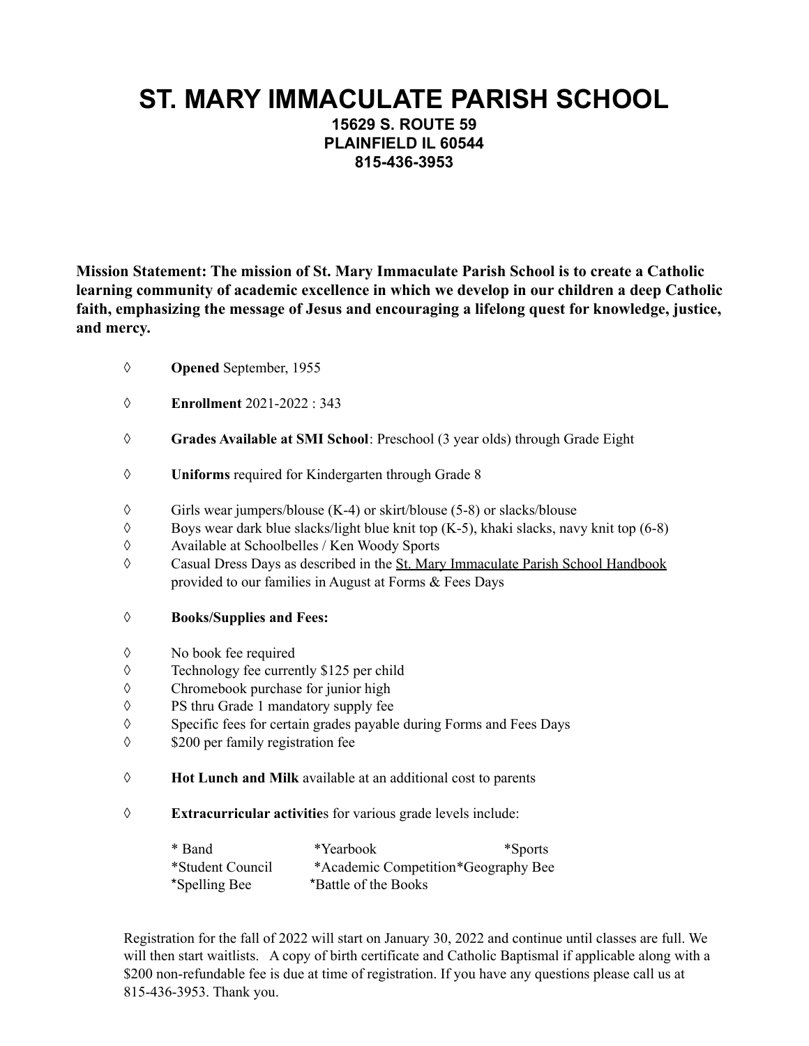# ST. MARY IMMACULATE PARISH SCHOOL

**15629 S. ROUTE 59**
**PLAINFIELD IL 60544**
**815-436-3953**

**Mission Statement: The mission of St. Mary Immaculate Parish School is to create a Catholic learning community of academic excellence in which we develop in our children a deep Catholic faith, emphasizing the message of Jesus and encouraging a lifelong quest for knowledge, justice, and mercy.**

- **Opened** September, 1955
- **Enrollment** 2021-2022 : 343
- **Grades Available at SMI School**: Preschool (3 year olds) through Grade Eight
- **Uniforms** required for Kindergarten through Grade 8
- Girls wear jumpers/blouse (K-4) or skirt/blouse (5-8) or slacks/blouse
- Boys wear dark blue slacks/light blue knit top (K-5), khaki slacks, navy knit top (6-8)
- Available at Schoolbelles / Ken Woody Sports
- Casual Dress Days as described in the St. Mary Immaculate Parish School Handbook provided to our families in August at Forms & Fees Days
- **Books/Supplies and Fees:**
- No book fee required
- Technology fee currently $125 per child
- Chromebook purchase for junior high
- PS thru Grade 1 mandatory supply fee
- Specific fees for certain grades payable during Forms and Fees Days
- $200 per family registration fee
- **Hot Lunch and Milk** available at an additional cost to parents
- **Extracurricular activitie**s for various grade levels include:

  * Band
  * Yearbook
  * Sports
  * Student Council
  * Academic Competition
  * Geography Bee
  * Spelling Bee
  * Battle of the Books

Registration for the fall of 2022 will start on January 30, 2022 and continue until classes are full. We will then start waitlists. A copy of birth certificate and Catholic Baptismal if applicable along with a $200 non-refundable fee is due at time of registration. If you have any questions please call us at 815-436-3953. Thank you.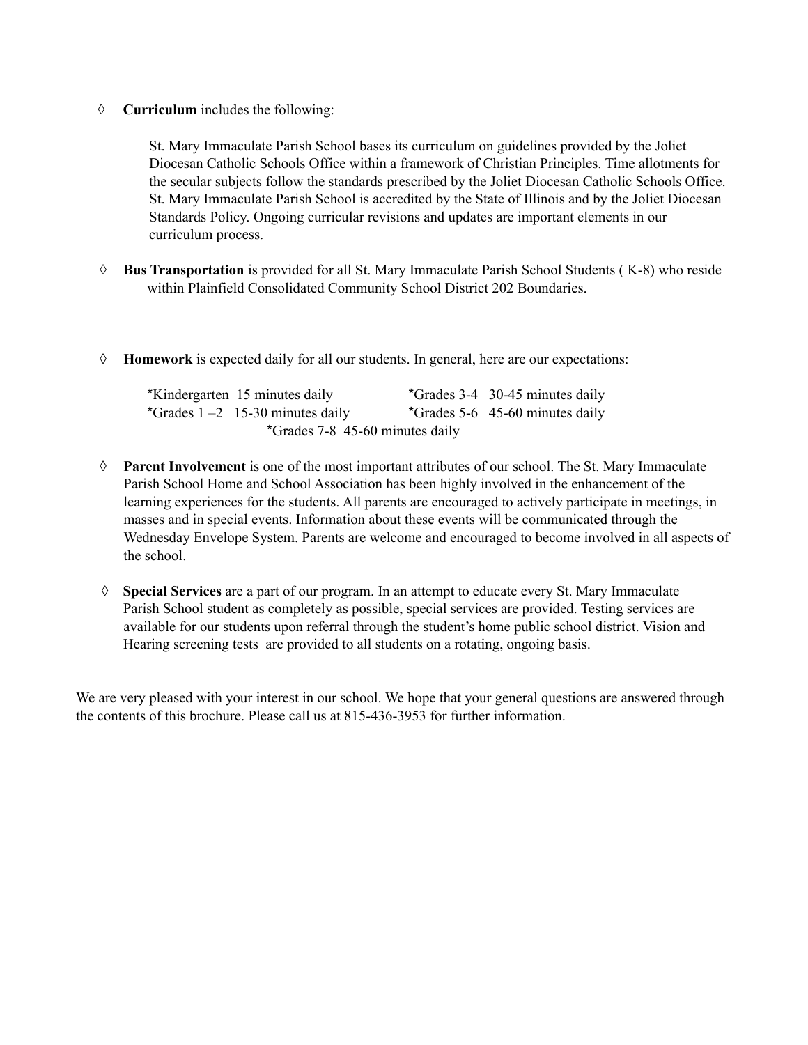◊ **Curriculum** includes the following:

St. Mary Immaculate Parish School bases its curriculum on guidelines provided by the Joliet Diocesan Catholic Schools Office within a framework of Christian Principles. Time allotments for the secular subjects follow the standards prescribed by the Joliet Diocesan Catholic Schools Office. St. Mary Immaculate Parish School is accredited by the State of Illinois and by the Joliet Diocesan Standards Policy. Ongoing curricular revisions and updates are important elements in our curriculum process.

◊ **Bus Transportation** is provided for all St. Mary Immaculate Parish School Students ( K-8) who reside within Plainfield Consolidated Community School District 202 Boundaries.

◊ **Homework** is expected daily for all our students. In general, here are our expectations:

*Kindergarten 15 minutes daily
*Grades 1 –2 15-30 minutes daily
*Grades 3-4 30-45 minutes daily
*Grades 5-6 45-60 minutes daily
*Grades 7-8 45-60 minutes daily

◊ **Parent Involvement** is one of the most important attributes of our school. The St. Mary Immaculate Parish School Home and School Association has been highly involved in the enhancement of the learning experiences for the students. All parents are encouraged to actively participate in meetings, in masses and in special events. Information about these events will be communicated through the Wednesday Envelope System. Parents are welcome and encouraged to become involved in all aspects of the school.

◊ **Special Services** are a part of our program. In an attempt to educate every St. Mary Immaculate Parish School student as completely as possible, special services are provided. Testing services are available for our students upon referral through the student's home public school district. Vision and Hearing screening tests are provided to all students on a rotating, ongoing basis.

We are very pleased with your interest in our school. We hope that your general questions are answered through the contents of this brochure. Please call us at 815-436-3953 for further information.